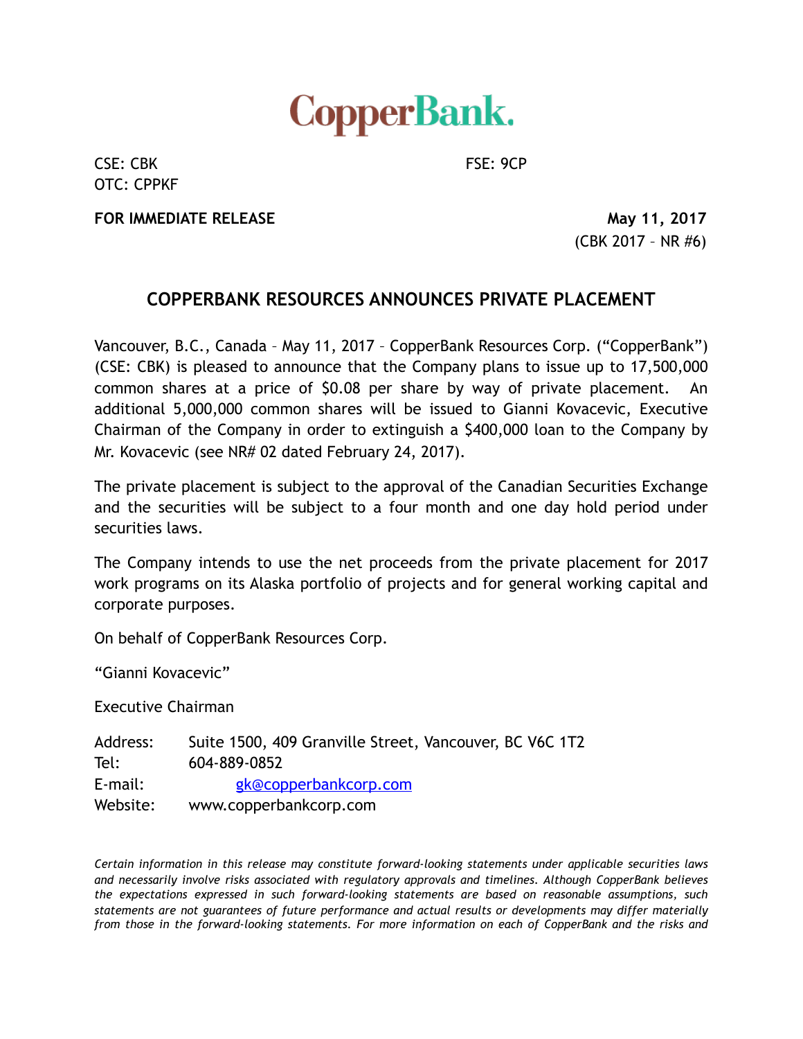CopperBank.

CSE: CBK FSE: 9CP
OTC: CPPKF

**FOR IMMEDIATE RELEASE** **May 11, 2017**
(CBK 2017 – NR #6)

## COPPERBANK RESOURCES ANNOUNCES PRIVATE PLACEMENT

Vancouver, B.C., Canada – May 11, 2017 – CopperBank Resources Corp. ("CopperBank") (CSE: CBK) is pleased to announce that the Company plans to issue up to 17,500,000 common shares at a price of $0.08 per share by way of private placement. An additional 5,000,000 common shares will be issued to Gianni Kovacevic, Executive Chairman of the Company in order to extinguish a $400,000 loan to the Company by Mr. Kovacevic (see NR# 02 dated February 24, 2017).

The private placement is subject to the approval of the Canadian Securities Exchange and the securities will be subject to a four month and one day hold period under securities laws.

The Company intends to use the net proceeds from the private placement for 2017 work programs on its Alaska portfolio of projects and for general working capital and corporate purposes.

On behalf of CopperBank Resources Corp.

"Gianni Kovacevic"

Executive Chairman

Address: Suite 1500, 409 Granville Street, Vancouver, BC V6C 1T2
Tel: 604-889-0852
E-mail: gk@copperbankcorp.com
Website: www.copperbankcorp.com

*Certain information in this release may constitute forward-looking statements under applicable securities laws and necessarily involve risks associated with regulatory approvals and timelines. Although CopperBank believes the expectations expressed in such forward-looking statements are based on reasonable assumptions, such statements are not guarantees of future performance and actual results or developments may differ materially from those in the forward-looking statements. For more information on each of CopperBank and the risks and*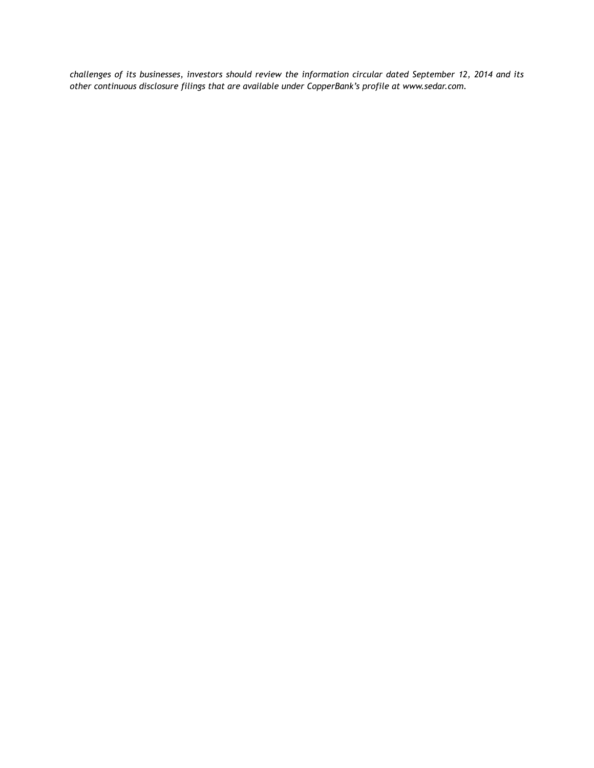*challenges of its businesses, investors should review the information circular dated September 12, 2014 and its other continuous disclosure filings that are available under CopperBank's profile at www.sedar.com.*